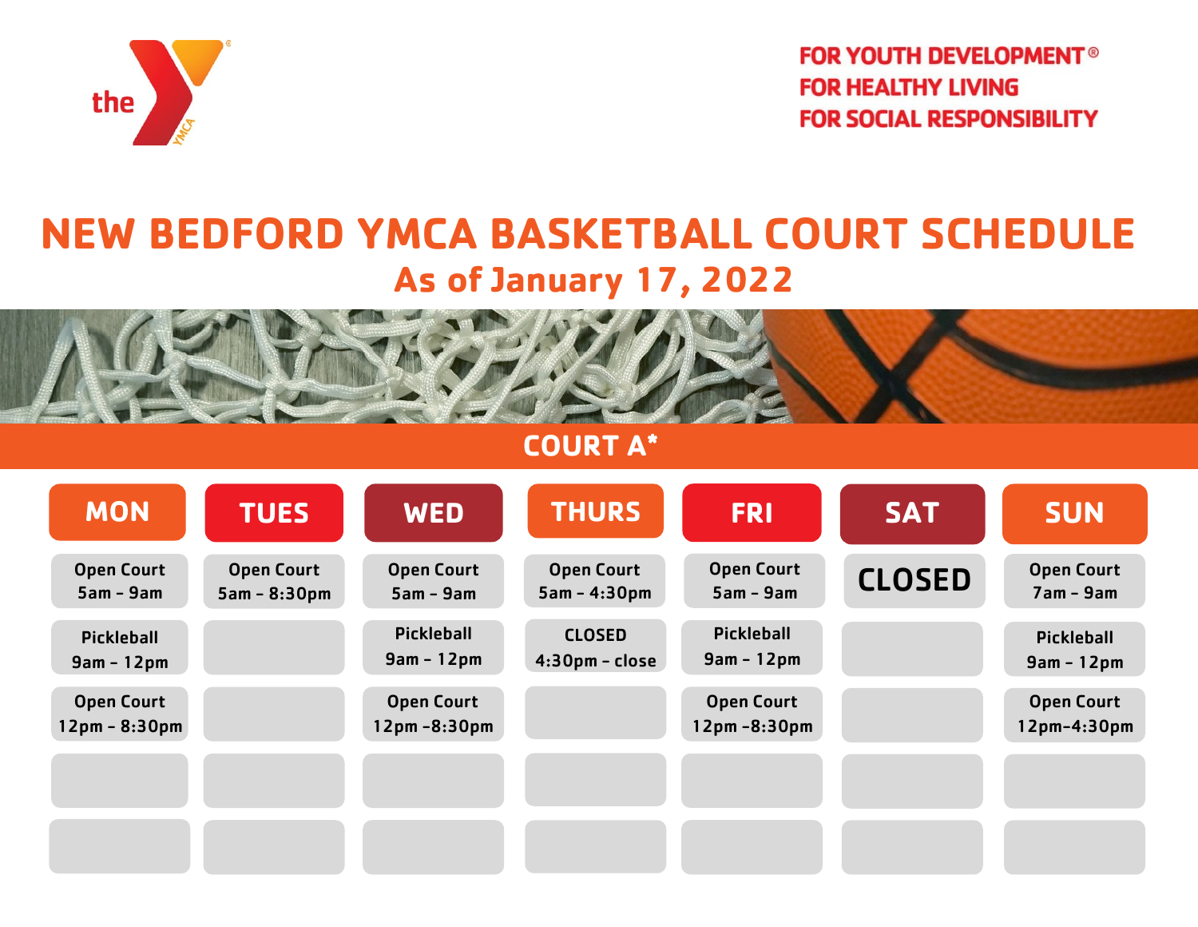FOR YOUTH DEVELOPMENT®
FOR HEALTHY LIVING
FOR SOCIAL RESPONSIBILITY

# NEW BEDFORD YMCA BASKETBALL COURT SCHEDULE

## As of January 17, 2022

### COURT A*

| MON | TUES | WED | THURS | FRI | SAT | SUN |
|---|---|---|---|---|---|---|
| Open Court 5am – 9am | Open Court 5am – 8:30pm | Open Court 5am – 9am | Open Court 5am – 4:30pm | Open Court 5am – 9am | CLOSED | Open Court 7am – 9am |
| Pickleball 9am – 12pm | | Pickleball 9am – 12pm | CLOSED 4:30pm – close | Pickleball 9am – 12pm | | Pickleball 9am – 12pm |
| Open Court 12pm – 8:30pm | | Open Court 12pm -8:30pm | | Open Court 12pm -8:30pm | | Open Court 12pm–4:30pm |
| | | | | | | |
| | | | | | | |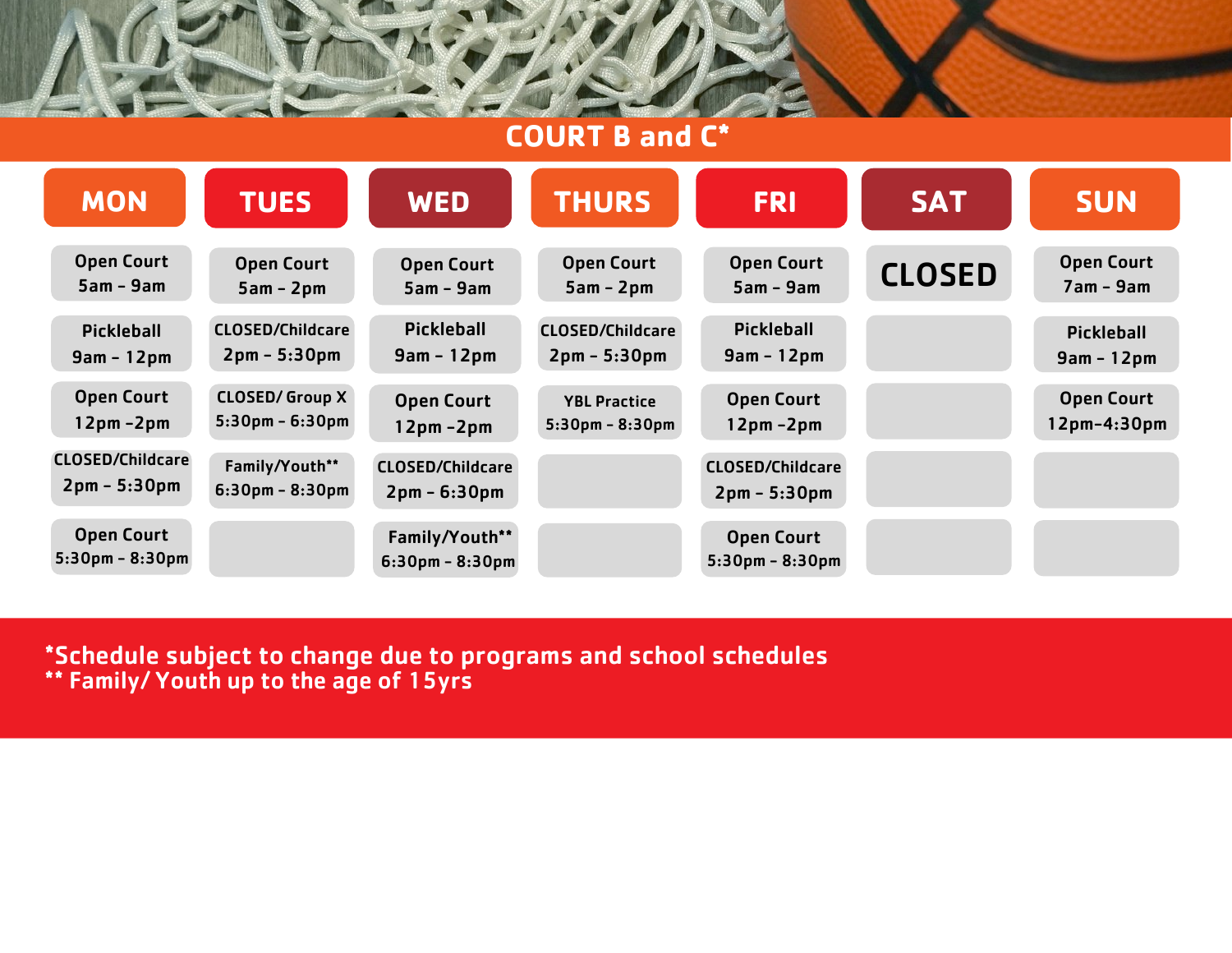## COURT B and C*

| MON | TUES | WED | THURS | FRI | SAT | SUN |
|---|---|---|---|---|---|---|
| Open Court 5am – 9am | Open Court 5am – 2pm | Open Court 5am – 9am | Open Court 5am – 2pm | Open Court 5am – 9am | CLOSED | Open Court 7am – 9am |
| Pickleball 9am – 12pm | CLOSED/Childcare 2pm – 5:30pm | Pickleball 9am – 12pm | CLOSED/Childcare 2pm – 5:30pm | Pickleball 9am – 12pm | | Pickleball 9am – 12pm |
| Open Court 12pm -2pm | CLOSED/ Group X 5:30pm – 6:30pm | Open Court 12pm -2pm | YBL Practice 5:30pm – 8:30pm | Open Court 12pm -2pm | | Open Court 12pm–4:30pm |
| CLOSED/Childcare 2pm – 5:30pm | Family/Youth** 6:30pm – 8:30pm | CLOSED/Childcare 2pm – 6:30pm | | CLOSED/Childcare 2pm – 5:30pm | | |
| Open Court 5:30pm – 8:30pm | | Family/Youth** 6:30pm – 8:30pm | | Open Court 5:30pm – 8:30pm | | |

*Schedule subject to change due to programs and school schedules
** Family/ Youth up to the age of 15yrs